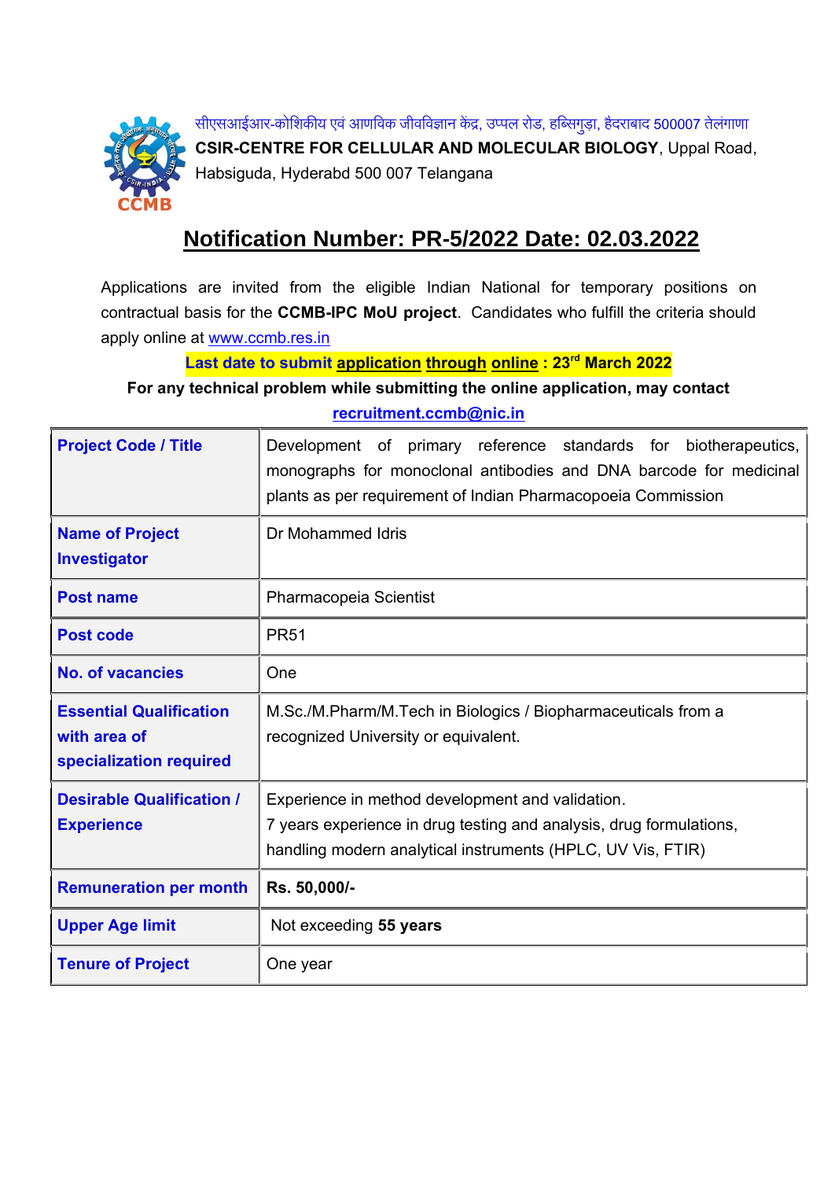सीएसआईआर-कोशिकीय एवं आणविक जीवविज्ञान केंद्र, उप्पल रोड, हब्सिगुडा, हैदराबाद 500007 तेलंगाणा

**CSIR-CENTRE FOR CELLULAR AND MOLECULAR BIOLOGY**, Uppal Road, Habsiguda, Hyderabd 500 007 Telangana

# Notification Number: PR-5/2022 Date: 02.03.2022

Applications are invited from the eligible Indian National for temporary positions on contractual basis for the **CCMB-IPC MoU project**. Candidates who fulfill the criteria should apply online at www.ccmb.res.in

**Last date to submit application through online : 23rd March 2022**

**For any technical problem while submitting the online application, may contact recruitment.ccmb@nic.in**

| | |
|---|---|
| **Project Code / Title** | Development of primary reference standards for biotherapeutics, monographs for monoclonal antibodies and DNA barcode for medicinal plants as per requirement of Indian Pharmacopoeia Commission |
| **Name of Project Investigator** | Dr Mohammed Idris |
| **Post name** | Pharmacopeia Scientist |
| **Post code** | PR51 |
| **No. of vacancies** | One |
| **Essential Qualification with area of specialization required** | M.Sc./M.Pharm/M.Tech in Biologics / Biopharmaceuticals from a recognized University or equivalent. |
| **Desirable Qualification / Experience** | Experience in method development and validation.<br>7 years experience in drug testing and analysis, drug formulations, handling modern analytical instruments (HPLC, UV Vis, FTIR) |
| **Remuneration per month** | **Rs. 50,000/-** |
| **Upper Age limit** | Not exceeding **55 years** |
| **Tenure of Project** | One year |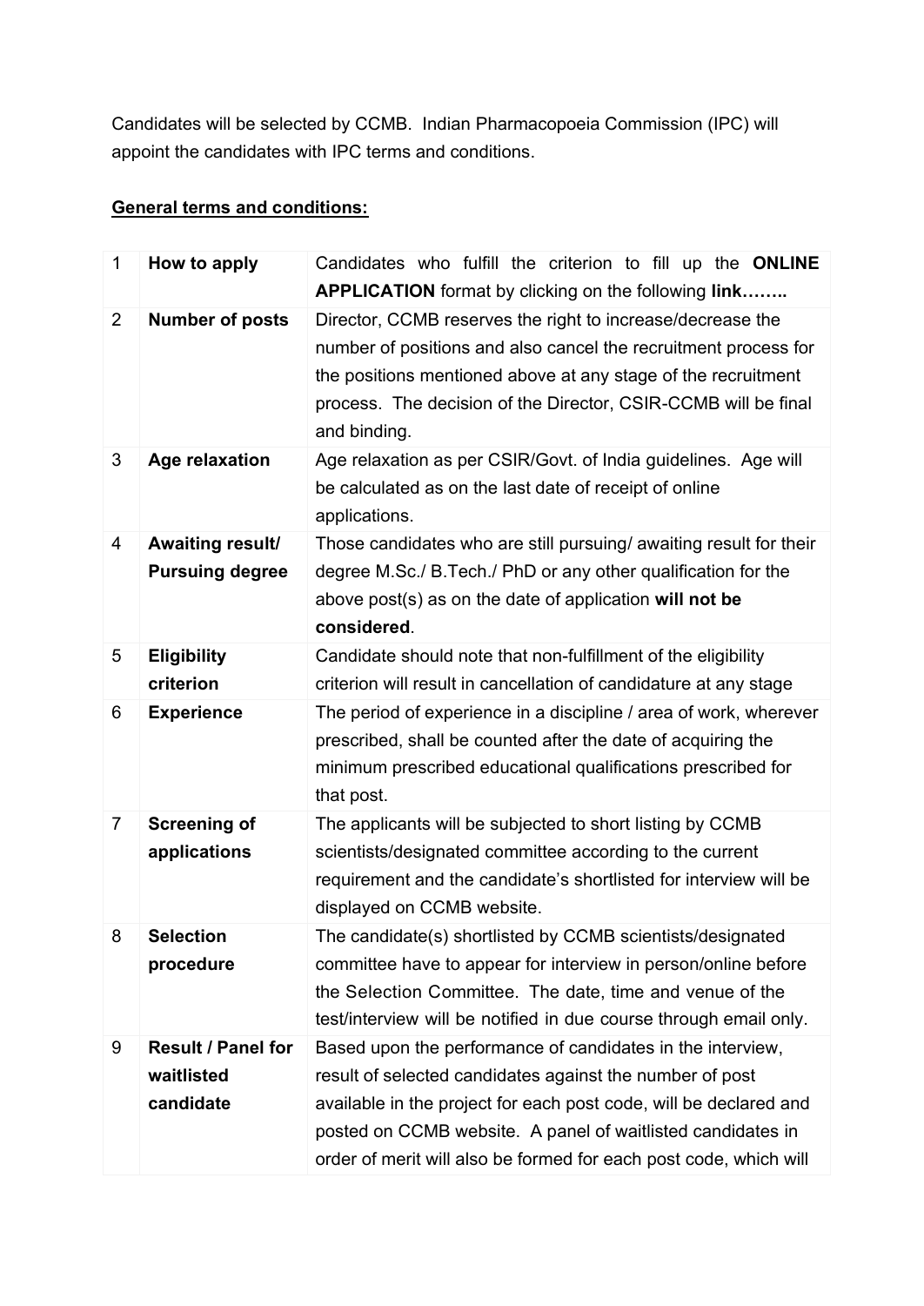Candidates will be selected by CCMB. Indian Pharmacopoeia Commission (IPC) will appoint the candidates with IPC terms and conditions.

**General terms and conditions:**

| 1 | **How to apply** | Candidates who fulfill the criterion to fill up the **ONLINE APPLICATION** format by clicking on the following **link……..** |
|---|---|---|
| 2 | **Number of posts** | Director, CCMB reserves the right to increase/decrease the number of positions and also cancel the recruitment process for the positions mentioned above at any stage of the recruitment process. The decision of the Director, CSIR-CCMB will be final and binding. |
| 3 | **Age relaxation** | Age relaxation as per CSIR/Govt. of India guidelines. Age will be calculated as on the last date of receipt of online applications. |
| 4 | **Awaiting result/ Pursuing degree** | Those candidates who are still pursuing/ awaiting result for their degree M.Sc./ B.Tech./ PhD or any other qualification for the above post(s) as on the date of application **will not be considered**. |
| 5 | **Eligibility criterion** | Candidate should note that non-fulfillment of the eligibility criterion will result in cancellation of candidature at any stage |
| 6 | **Experience** | The period of experience in a discipline / area of work, wherever prescribed, shall be counted after the date of acquiring the minimum prescribed educational qualifications prescribed for that post. |
| 7 | **Screening of applications** | The applicants will be subjected to short listing by CCMB scientists/designated committee according to the current requirement and the candidate's shortlisted for interview will be displayed on CCMB website. |
| 8 | **Selection procedure** | The candidate(s) shortlisted by CCMB scientists/designated committee have to appear for interview in person/online before the Selection Committee. The date, time and venue of the test/interview will be notified in due course through email only. |
| 9 | **Result / Panel for waitlisted candidate** | Based upon the performance of candidates in the interview, result of selected candidates against the number of post available in the project for each post code, will be declared and posted on CCMB website. A panel of waitlisted candidates in order of merit will also be formed for each post code, which will |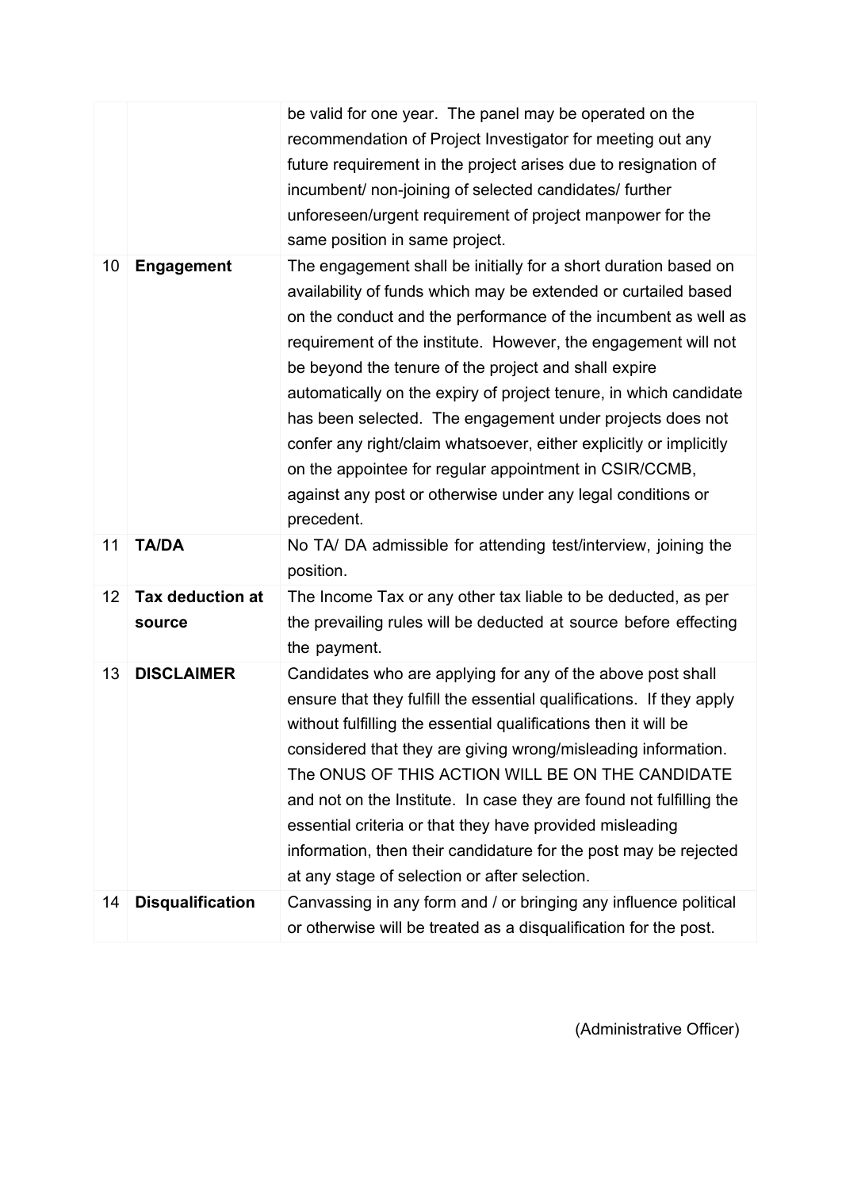| | | |
|---|---|---|
| | | be valid for one year. The panel may be operated on the recommendation of Project Investigator for meeting out any future requirement in the project arises due to resignation of incumbent/ non-joining of selected candidates/ further unforeseen/urgent requirement of project manpower for the same position in same project. |
| 10 | **Engagement** | The engagement shall be initially for a short duration based on availability of funds which may be extended or curtailed based on the conduct and the performance of the incumbent as well as requirement of the institute. However, the engagement will not be beyond the tenure of the project and shall expire automatically on the expiry of project tenure, in which candidate has been selected. The engagement under projects does not confer any right/claim whatsoever, either explicitly or implicitly on the appointee for regular appointment in CSIR/CCMB, against any post or otherwise under any legal conditions or precedent. |
| 11 | **TA/DA** | No TA/ DA admissible for attending test/interview, joining the position. |
| 12 | **Tax deduction at source** | The Income Tax or any other tax liable to be deducted, as per the prevailing rules will be deducted at source before effecting the payment. |
| 13 | **DISCLAIMER** | Candidates who are applying for any of the above post shall ensure that they fulfill the essential qualifications. If they apply without fulfilling the essential qualifications then it will be considered that they are giving wrong/misleading information. The ONUS OF THIS ACTION WILL BE ON THE CANDIDATE and not on the Institute. In case they are found not fulfilling the essential criteria or that they have provided misleading information, then their candidature for the post may be rejected at any stage of selection or after selection. |
| 14 | **Disqualification** | Canvassing in any form and / or bringing any influence political or otherwise will be treated as a disqualification for the post. |

(Administrative Officer)